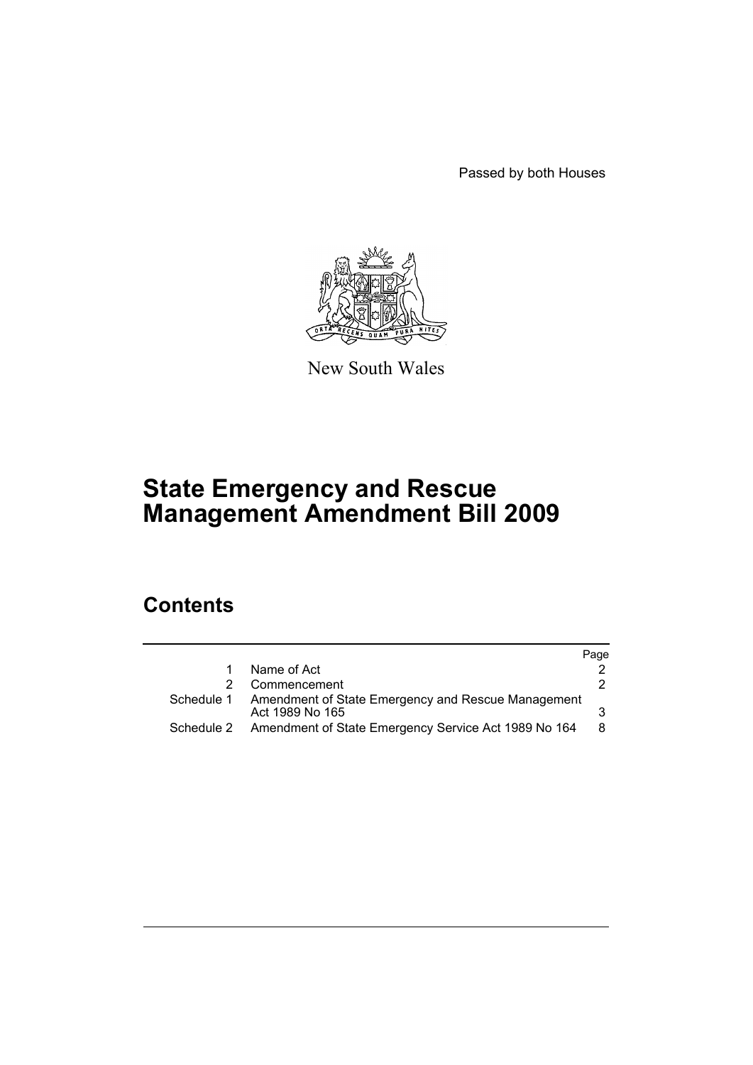Passed by both Houses

New South Wales

# State Emergency and Rescue Management Amendment Bill 2009

## Contents

| | | Page |
|---|---|---|
| 1 | Name of Act | 2 |
| 2 | Commencement | 2 |
| Schedule 1 | Amendment of State Emergency and Rescue Management Act 1989 No 165 | 3 |
| Schedule 2 | Amendment of State Emergency Service Act 1989 No 164 | 8 |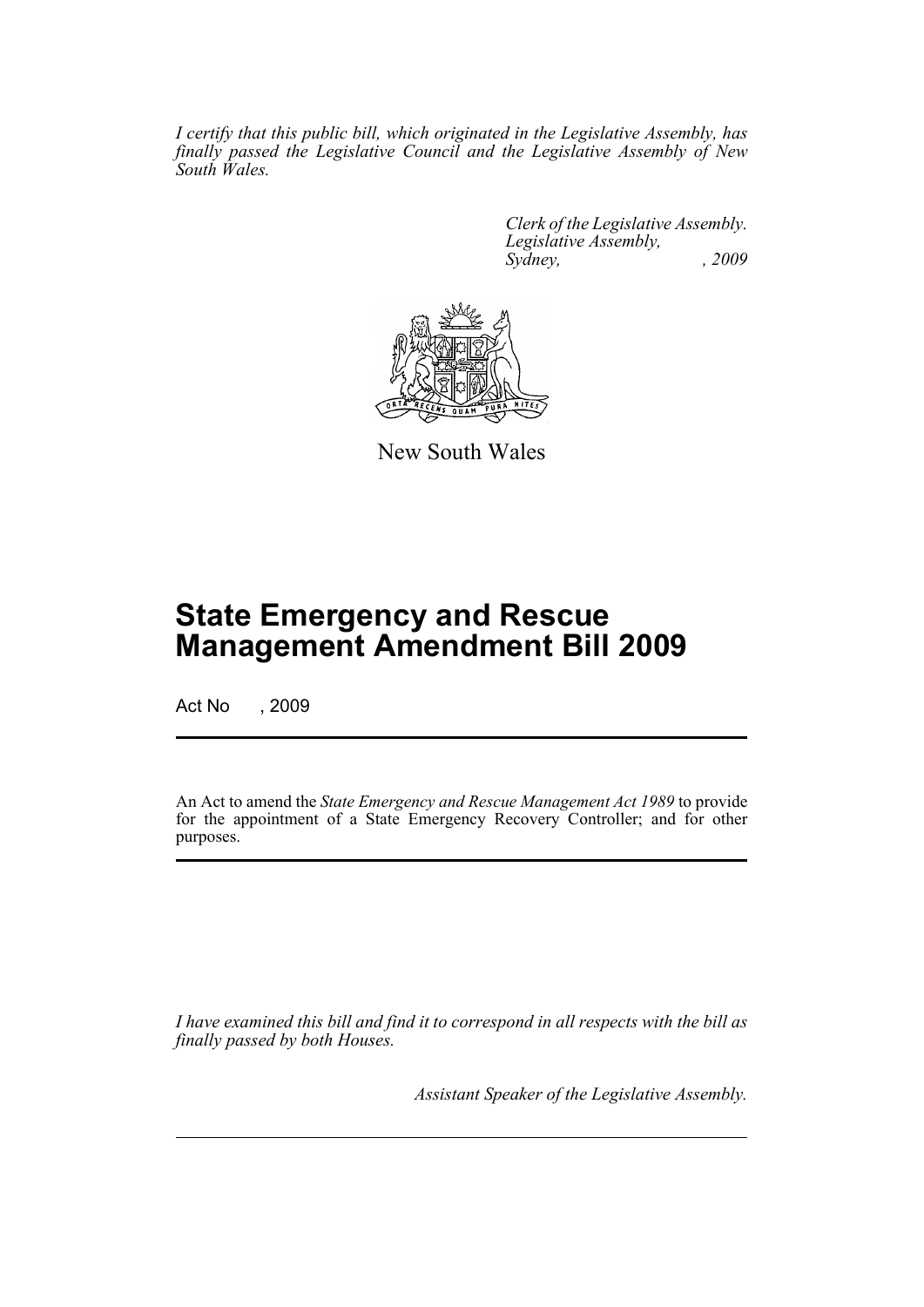*I certify that this public bill, which originated in the Legislative Assembly, has finally passed the Legislative Council and the Legislative Assembly of New South Wales.*

*Clerk of the Legislative Assembly.*
*Legislative Assembly,*
*Sydney, , 2009*

New South Wales

# State Emergency and Rescue Management Amendment Bill 2009

Act No , 2009

An Act to amend the *State Emergency and Rescue Management Act 1989* to provide for the appointment of a State Emergency Recovery Controller; and for other purposes.

*I have examined this bill and find it to correspond in all respects with the bill as finally passed by both Houses.*

*Assistant Speaker of the Legislative Assembly.*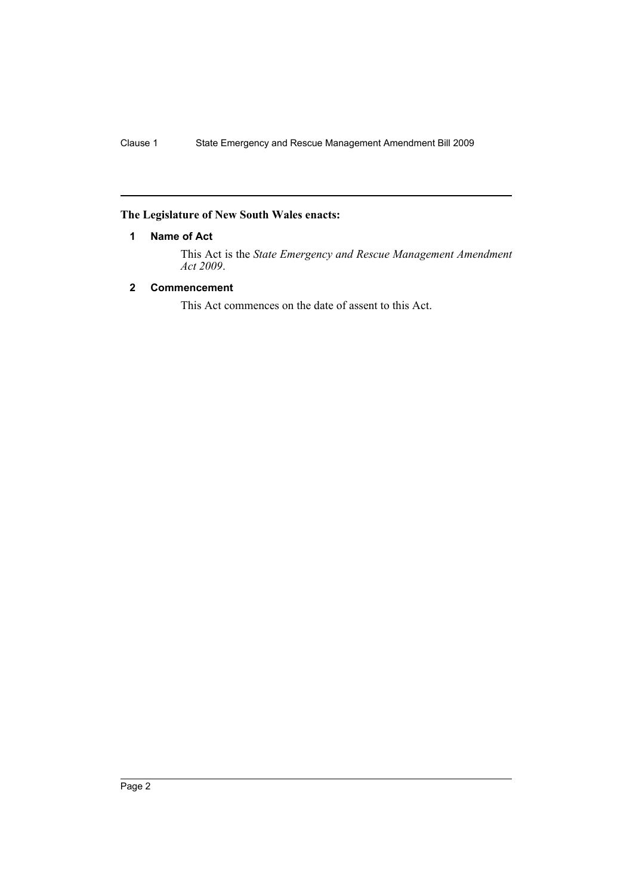**The Legislature of New South Wales enacts:**

### 1 Name of Act

This Act is the *State Emergency and Rescue Management Amendment Act 2009*.

### 2 Commencement

This Act commences on the date of assent to this Act.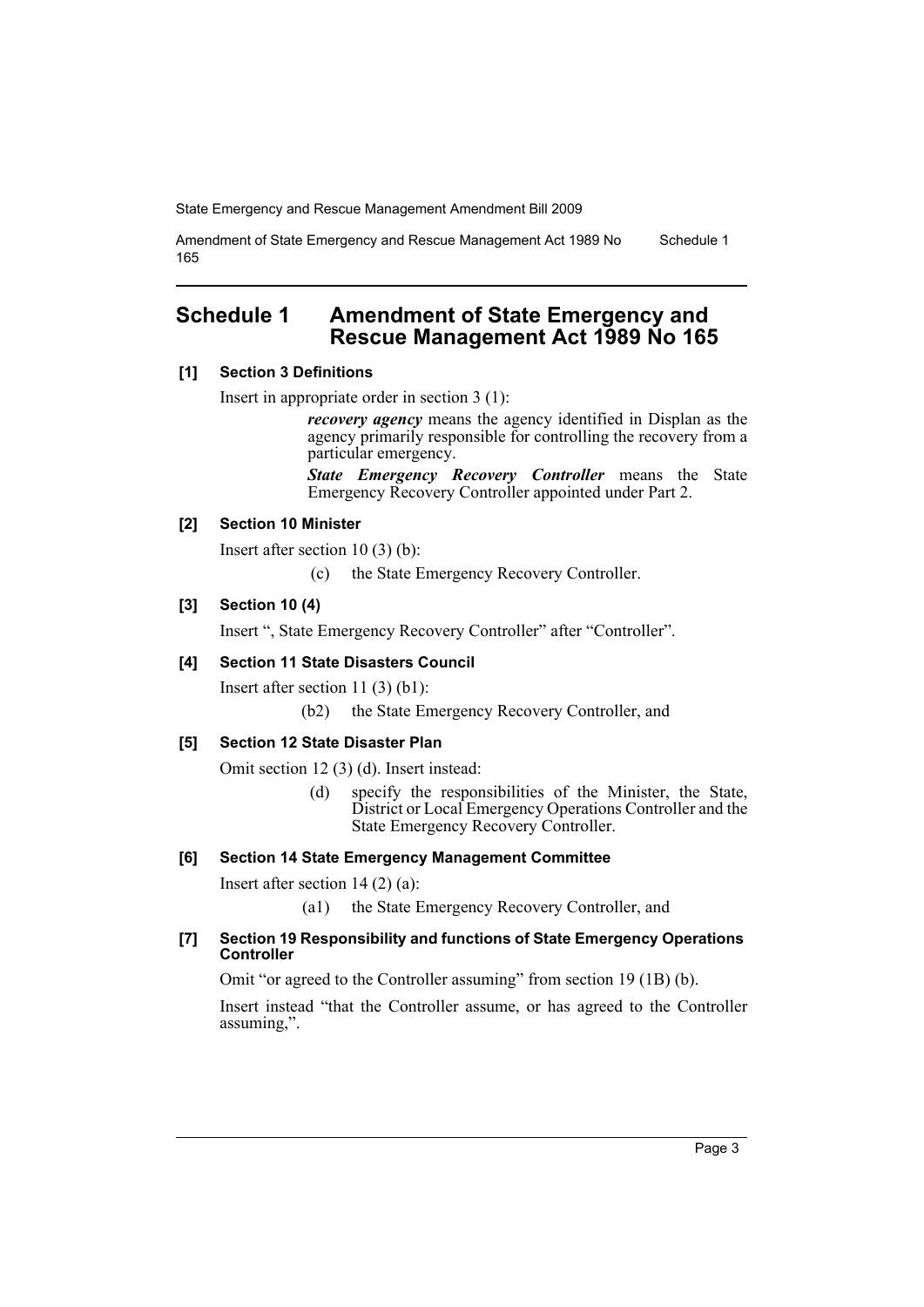## Schedule 1 Amendment of State Emergency and Rescue Management Act 1989 No 165

### [1] Section 3 Definitions

Insert in appropriate order in section 3 (1):

> ***recovery agency*** means the agency identified in Displan as the agency primarily responsible for controlling the recovery from a particular emergency.
>
> ***State Emergency Recovery Controller*** means the State Emergency Recovery Controller appointed under Part 2.

### [2] Section 10 Minister

Insert after section 10 (3) (b):

> (c) the State Emergency Recovery Controller.

### [3] Section 10 (4)

Insert ", State Emergency Recovery Controller" after "Controller".

### [4] Section 11 State Disasters Council

Insert after section 11 (3) (b1):

> (b2) the State Emergency Recovery Controller, and

### [5] Section 12 State Disaster Plan

Omit section 12 (3) (d). Insert instead:

> (d) specify the responsibilities of the Minister, the State, District or Local Emergency Operations Controller and the State Emergency Recovery Controller.

### [6] Section 14 State Emergency Management Committee

Insert after section 14 (2) (a):

> (a1) the State Emergency Recovery Controller, and

### [7] Section 19 Responsibility and functions of State Emergency Operations Controller

Omit "or agreed to the Controller assuming" from section 19 (1B) (b).

Insert instead "that the Controller assume, or has agreed to the Controller assuming,".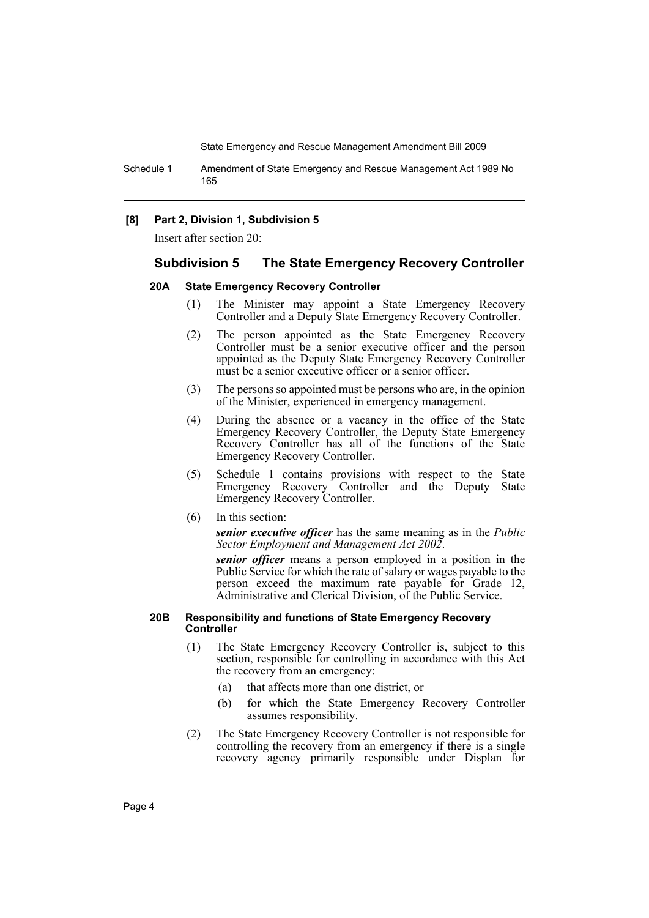**[8] Part 2, Division 1, Subdivision 5**

Insert after section 20:

## Subdivision 5 The State Emergency Recovery Controller

#### 20A State Emergency Recovery Controller

(1) The Minister may appoint a State Emergency Recovery Controller and a Deputy State Emergency Recovery Controller.

(2) The person appointed as the State Emergency Recovery Controller must be a senior executive officer and the person appointed as the Deputy State Emergency Recovery Controller must be a senior executive officer or a senior officer.

(3) The persons so appointed must be persons who are, in the opinion of the Minister, experienced in emergency management.

(4) During the absence or a vacancy in the office of the State Emergency Recovery Controller, the Deputy State Emergency Recovery Controller has all of the functions of the State Emergency Recovery Controller.

(5) Schedule 1 contains provisions with respect to the State Emergency Recovery Controller and the Deputy State Emergency Recovery Controller.

(6) In this section:

***senior executive officer*** has the same meaning as in the *Public Sector Employment and Management Act 2002*.

***senior officer*** means a person employed in a position in the Public Service for which the rate of salary or wages payable to the person exceed the maximum rate payable for Grade 12, Administrative and Clerical Division, of the Public Service.

#### 20B Responsibility and functions of State Emergency Recovery Controller

(1) The State Emergency Recovery Controller is, subject to this section, responsible for controlling in accordance with this Act the recovery from an emergency:

- (a) that affects more than one district, or
- (b) for which the State Emergency Recovery Controller assumes responsibility.

(2) The State Emergency Recovery Controller is not responsible for controlling the recovery from an emergency if there is a single recovery agency primarily responsible under Displan for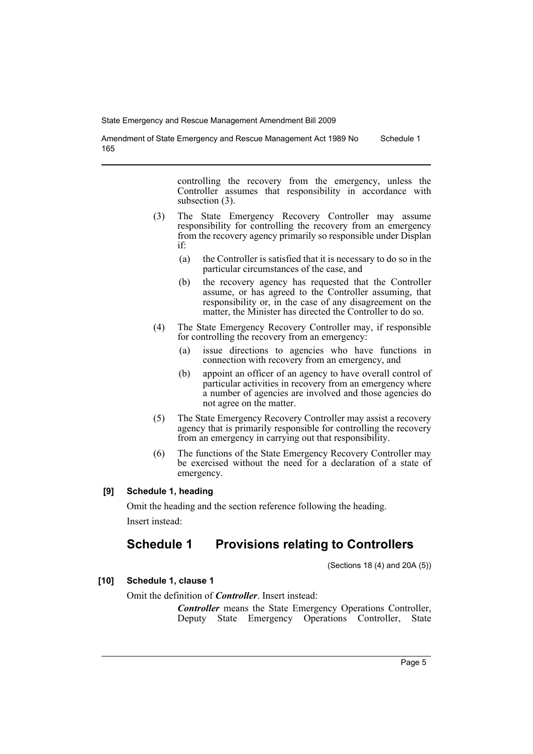controlling the recovery from the emergency, unless the Controller assumes that responsibility in accordance with subsection (3).

(3) The State Emergency Recovery Controller may assume responsibility for controlling the recovery from an emergency from the recovery agency primarily so responsible under Displan if:

(a) the Controller is satisfied that it is necessary to do so in the particular circumstances of the case, and

(b) the recovery agency has requested that the Controller assume, or has agreed to the Controller assuming, that responsibility or, in the case of any disagreement on the matter, the Minister has directed the Controller to do so.

(4) The State Emergency Recovery Controller may, if responsible for controlling the recovery from an emergency:

(a) issue directions to agencies who have functions in connection with recovery from an emergency, and

(b) appoint an officer of an agency to have overall control of particular activities in recovery from an emergency where a number of agencies are involved and those agencies do not agree on the matter.

(5) The State Emergency Recovery Controller may assist a recovery agency that is primarily responsible for controlling the recovery from an emergency in carrying out that responsibility.

(6) The functions of the State Emergency Recovery Controller may be exercised without the need for a declaration of a state of emergency.

#### [9] Schedule 1, heading

Omit the heading and the section reference following the heading.

Insert instead:

## Schedule 1 Provisions relating to Controllers

(Sections 18 (4) and 20A (5))

#### [10] Schedule 1, clause 1

Omit the definition of ***Controller***. Insert instead:

***Controller*** means the State Emergency Operations Controller, Deputy State Emergency Operations Controller, State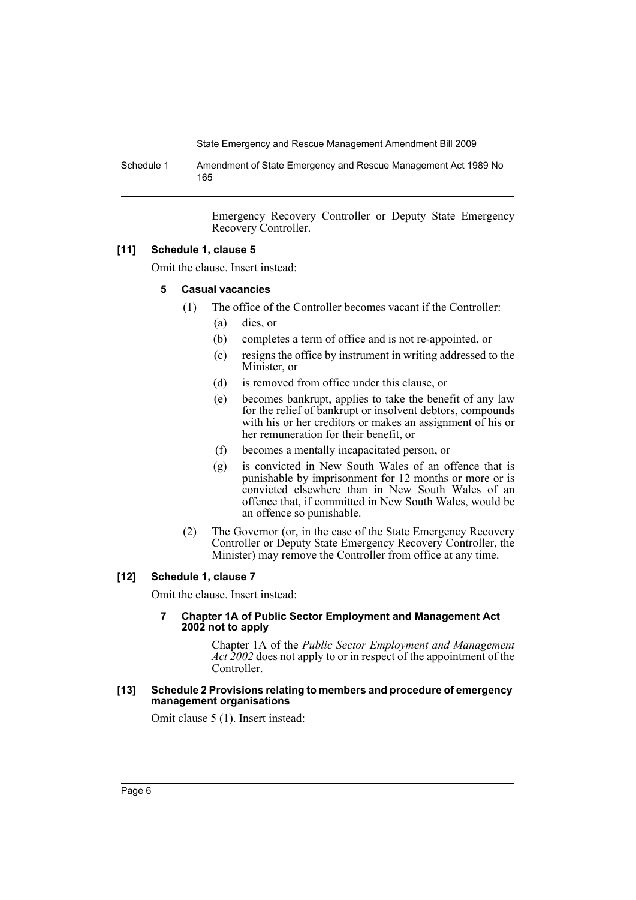Emergency Recovery Controller or Deputy State Emergency Recovery Controller.

**[11] Schedule 1, clause 5**

Omit the clause. Insert instead:

**5 Casual vacancies**

(1) The office of the Controller becomes vacant if the Controller:

(a) dies, or

(b) completes a term of office and is not re-appointed, or

(c) resigns the office by instrument in writing addressed to the Minister, or

(d) is removed from office under this clause, or

(e) becomes bankrupt, applies to take the benefit of any law for the relief of bankrupt or insolvent debtors, compounds with his or her creditors or makes an assignment of his or her remuneration for their benefit, or

(f) becomes a mentally incapacitated person, or

(g) is convicted in New South Wales of an offence that is punishable by imprisonment for 12 months or more or is convicted elsewhere than in New South Wales of an offence that, if committed in New South Wales, would be an offence so punishable.

(2) The Governor (or, in the case of the State Emergency Recovery Controller or Deputy State Emergency Recovery Controller, the Minister) may remove the Controller from office at any time.

**[12] Schedule 1, clause 7**

Omit the clause. Insert instead:

**7 Chapter 1A of Public Sector Employment and Management Act 2002 not to apply**

Chapter 1A of the *Public Sector Employment and Management Act 2002* does not apply to or in respect of the appointment of the Controller.

**[13] Schedule 2 Provisions relating to members and procedure of emergency management organisations**

Omit clause 5 (1). Insert instead: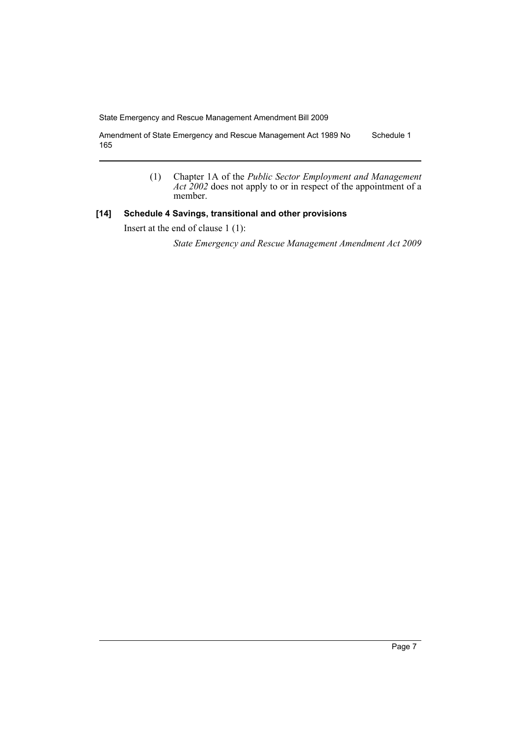(1) Chapter 1A of the *Public Sector Employment and Management Act 2002* does not apply to or in respect of the appointment of a member.

### [14] Schedule 4 Savings, transitional and other provisions

Insert at the end of clause 1 (1):

*State Emergency and Rescue Management Amendment Act 2009*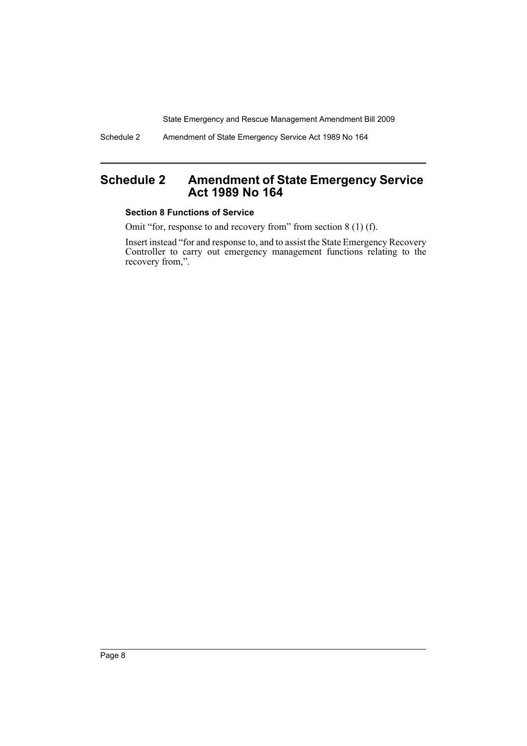# Schedule 2 Amendment of State Emergency Service Act 1989 No 164

### Section 8 Functions of Service

Omit "for, response to and recovery from" from section 8 (1) (f).

Insert instead "for and response to, and to assist the State Emergency Recovery Controller to carry out emergency management functions relating to the recovery from,".